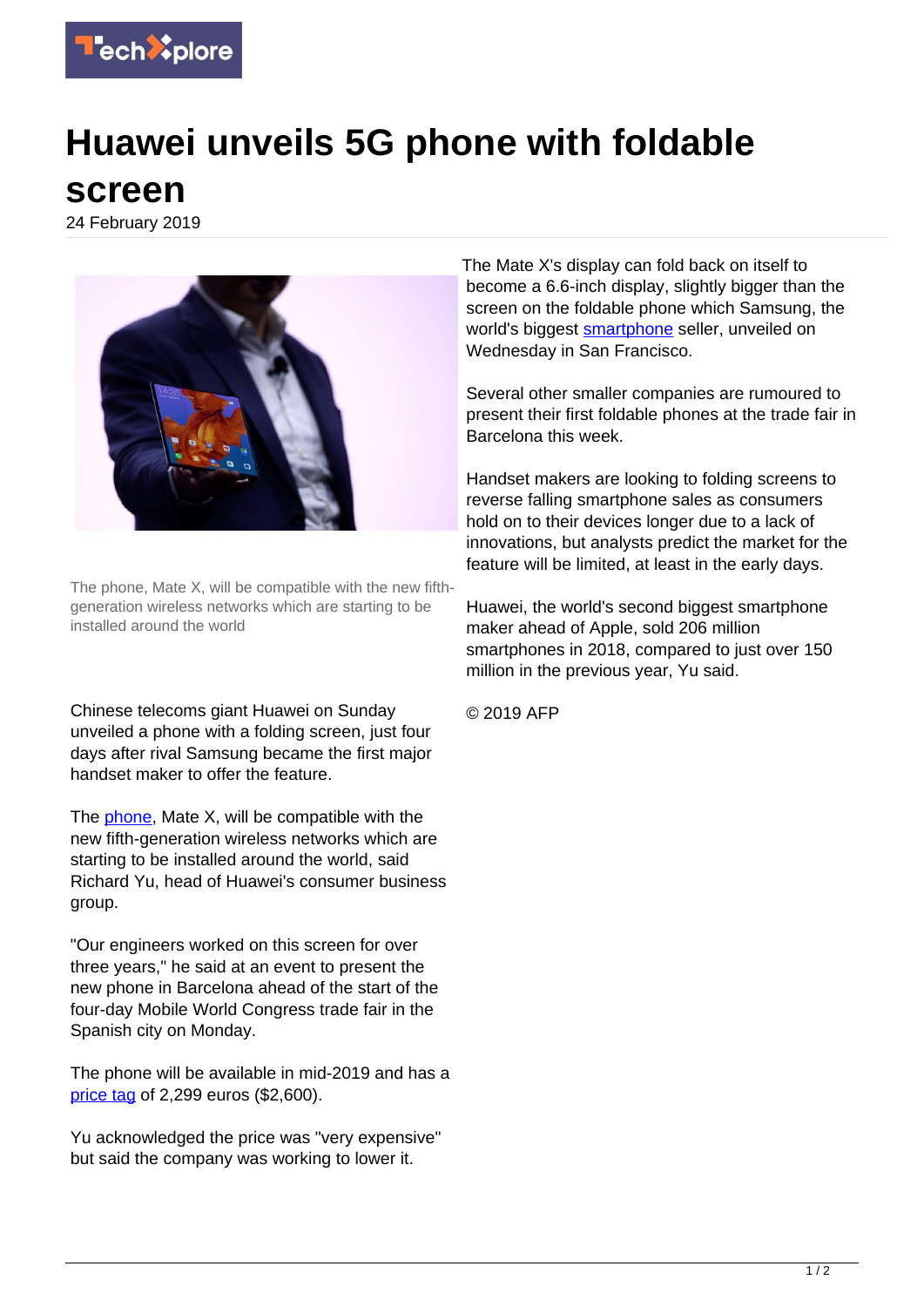# Huawei unveils 5G phone with foldable screen

24 February 2019

The phone, Mate X, will be compatible with the new fifth-generation wireless networks which are starting to be installed around the world

Chinese telecoms giant Huawei on Sunday unveiled a phone with a folding screen, just four days after rival Samsung became the first major handset maker to offer the feature.

The phone, Mate X, will be compatible with the new fifth-generation wireless networks which are starting to be installed around the world, said Richard Yu, head of Huawei's consumer business group.

"Our engineers worked on this screen for over three years," he said at an event to present the new phone in Barcelona ahead of the start of the four-day Mobile World Congress trade fair in the Spanish city on Monday.

The phone will be available in mid-2019 and has a price tag of 2,299 euros ($2,600).

Yu acknowledged the price was "very expensive" but said the company was working to lower it.

The Mate X's display can fold back on itself to become a 6.6-inch display, slightly bigger than the screen on the foldable phone which Samsung, the world's biggest smartphone seller, unveiled on Wednesday in San Francisco.

Several other smaller companies are rumoured to present their first foldable phones at the trade fair in Barcelona this week.

Handset makers are looking to folding screens to reverse falling smartphone sales as consumers hold on to their devices longer due to a lack of innovations, but analysts predict the market for the feature will be limited, at least in the early days.

Huawei, the world's second biggest smartphone maker ahead of Apple, sold 206 million smartphones in 2018, compared to just over 150 million in the previous year, Yu said.

© 2019 AFP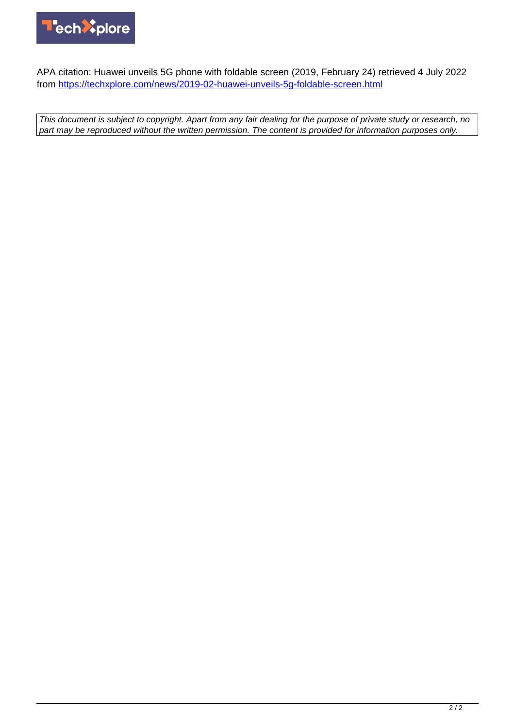APA citation: Huawei unveils 5G phone with foldable screen (2019, February 24) retrieved 4 July 2022 from https://techxplore.com/news/2019-02-huawei-unveils-5g-foldable-screen.html

*This document is subject to copyright. Apart from any fair dealing for the purpose of private study or research, no part may be reproduced without the written permission. The content is provided for information purposes only.*